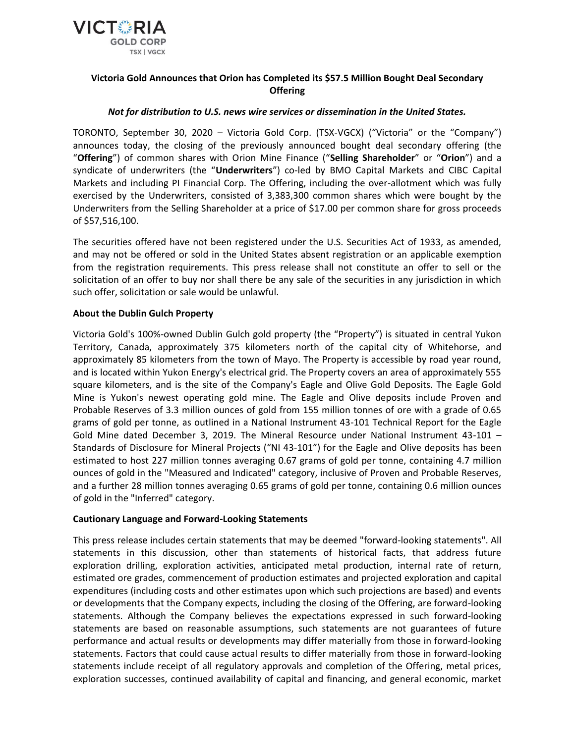# Victoria Gold Announces that Orion has Completed its $57.5 Million Bought Deal Secondary Offering

***Not for distribution to U.S. news wire services or dissemination in the United States.***

TORONTO, September 30, 2020 – Victoria Gold Corp. (TSX-VGCX) ("Victoria" or the "Company") announces today, the closing of the previously announced bought deal secondary offering (the "**Offering**") of common shares with Orion Mine Finance ("**Selling Shareholder**" or "**Orion**") and a syndicate of underwriters (the "**Underwriters**") co-led by BMO Capital Markets and CIBC Capital Markets and including PI Financial Corp. The Offering, including the over-allotment which was fully exercised by the Underwriters, consisted of 3,383,300 common shares which were bought by the Underwriters from the Selling Shareholder at a price of $17.00 per common share for gross proceeds of $57,516,100.

The securities offered have not been registered under the U.S. Securities Act of 1933, as amended, and may not be offered or sold in the United States absent registration or an applicable exemption from the registration requirements. This press release shall not constitute an offer to sell or the solicitation of an offer to buy nor shall there be any sale of the securities in any jurisdiction in which such offer, solicitation or sale would be unlawful.

## About the Dublin Gulch Property

Victoria Gold's 100%-owned Dublin Gulch gold property (the "Property") is situated in central Yukon Territory, Canada, approximately 375 kilometers north of the capital city of Whitehorse, and approximately 85 kilometers from the town of Mayo. The Property is accessible by road year round, and is located within Yukon Energy's electrical grid. The Property covers an area of approximately 555 square kilometers, and is the site of the Company's Eagle and Olive Gold Deposits. The Eagle Gold Mine is Yukon's newest operating gold mine. The Eagle and Olive deposits include Proven and Probable Reserves of 3.3 million ounces of gold from 155 million tonnes of ore with a grade of 0.65 grams of gold per tonne, as outlined in a National Instrument 43-101 Technical Report for the Eagle Gold Mine dated December 3, 2019. The Mineral Resource under National Instrument 43-101 – Standards of Disclosure for Mineral Projects ("NI 43-101") for the Eagle and Olive deposits has been estimated to host 227 million tonnes averaging 0.67 grams of gold per tonne, containing 4.7 million ounces of gold in the "Measured and Indicated" category, inclusive of Proven and Probable Reserves, and a further 28 million tonnes averaging 0.65 grams of gold per tonne, containing 0.6 million ounces of gold in the "Inferred" category.

## Cautionary Language and Forward-Looking Statements

This press release includes certain statements that may be deemed "forward-looking statements". All statements in this discussion, other than statements of historical facts, that address future exploration drilling, exploration activities, anticipated metal production, internal rate of return, estimated ore grades, commencement of production estimates and projected exploration and capital expenditures (including costs and other estimates upon which such projections are based) and events or developments that the Company expects, including the closing of the Offering, are forward-looking statements. Although the Company believes the expectations expressed in such forward-looking statements are based on reasonable assumptions, such statements are not guarantees of future performance and actual results or developments may differ materially from those in forward-looking statements. Factors that could cause actual results to differ materially from those in forward-looking statements include receipt of all regulatory approvals and completion of the Offering, metal prices, exploration successes, continued availability of capital and financing, and general economic, market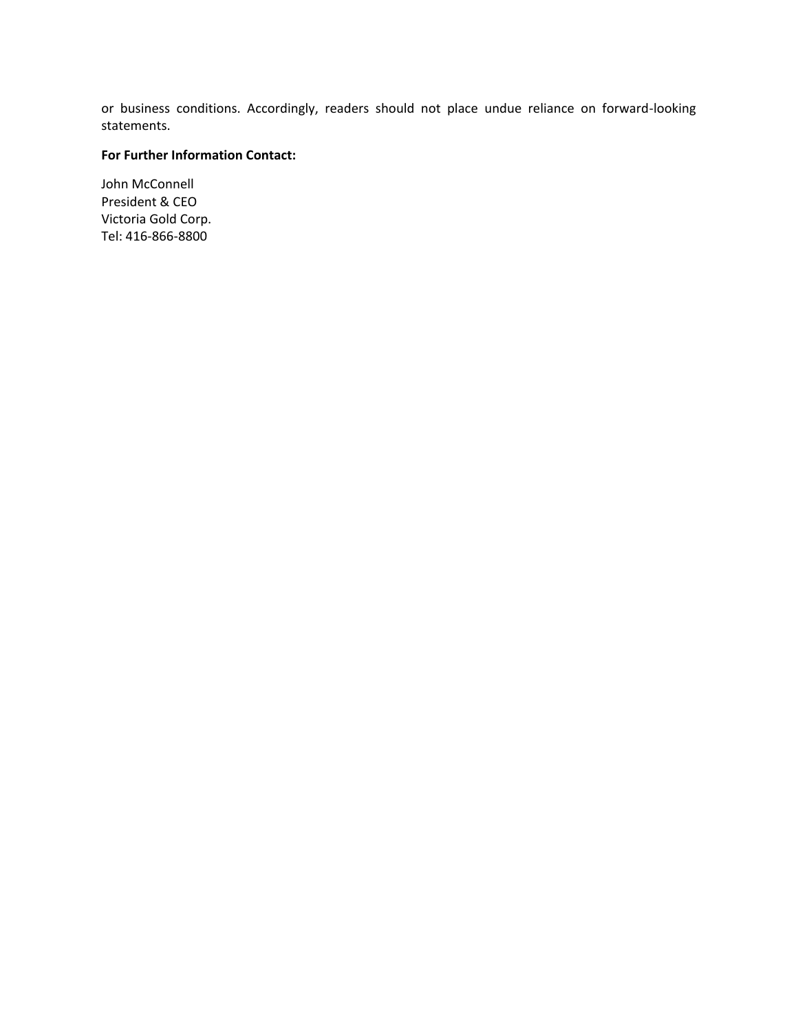or business conditions. Accordingly, readers should not place undue reliance on forward-looking statements.

**For Further Information Contact:**

John McConnell
President & CEO
Victoria Gold Corp.
Tel: 416-866-8800